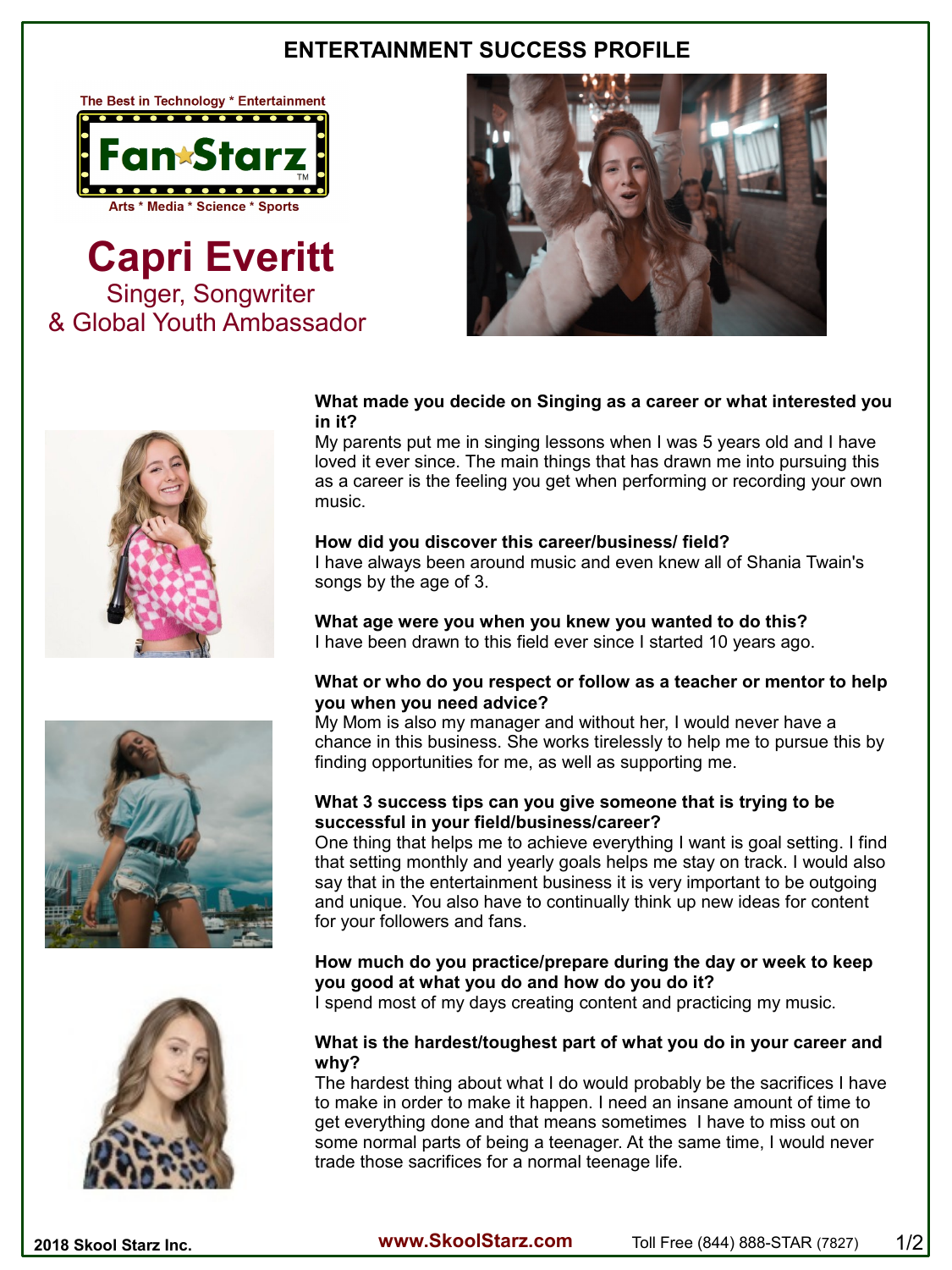# ENTERTAINMENT SUCCESS PROFILE

The Best in Technology * Entertainment

Fan Starz™

Arts * Media * Science * Sports

## Capri Everitt

Singer, Songwriter
& Global Youth Ambassador

**What made you decide on Singing as a career or what interested you in it?**
My parents put me in singing lessons when I was 5 years old and I have loved it ever since. The main things that has drawn me into pursuing this as a career is the feeling you get when performing or recording your own music.

**How did you discover this career/business/ field?**
I have always been around music and even knew all of Shania Twain's songs by the age of 3.

**What age were you when you knew you wanted to do this?**
I have been drawn to this field ever since I started 10 years ago.

**What or who do you respect or follow as a teacher or mentor to help you when you need advice?**
My Mom is also my manager and without her, I would never have a chance in this business. She works tirelessly to help me to pursue this by finding opportunities for me, as well as supporting me.

**What 3 success tips can you give someone that is trying to be successful in your field/business/career?**
One thing that helps me to achieve everything I want is goal setting. I find that setting monthly and yearly goals helps me stay on track. I would also say that in the entertainment business it is very important to be outgoing and unique. You also have to continually think up new ideas for content for your followers and fans.

**How much do you practice/prepare during the day or week to keep you good at what you do and how do you do it?**
I spend most of my days creating content and practicing my music.

**What is the hardest/toughest part of what you do in your career and why?**
The hardest thing about what I do would probably be the sacrifices I have to make in order to make it happen. I need an insane amount of time to get everything done and that means sometimes I have to miss out on some normal parts of being a teenager. At the same time, I would never trade those sacrifices for a normal teenage life.

2018 Skool Starz Inc. www.SkoolStarz.com Toll Free (844) 888-STAR (7827)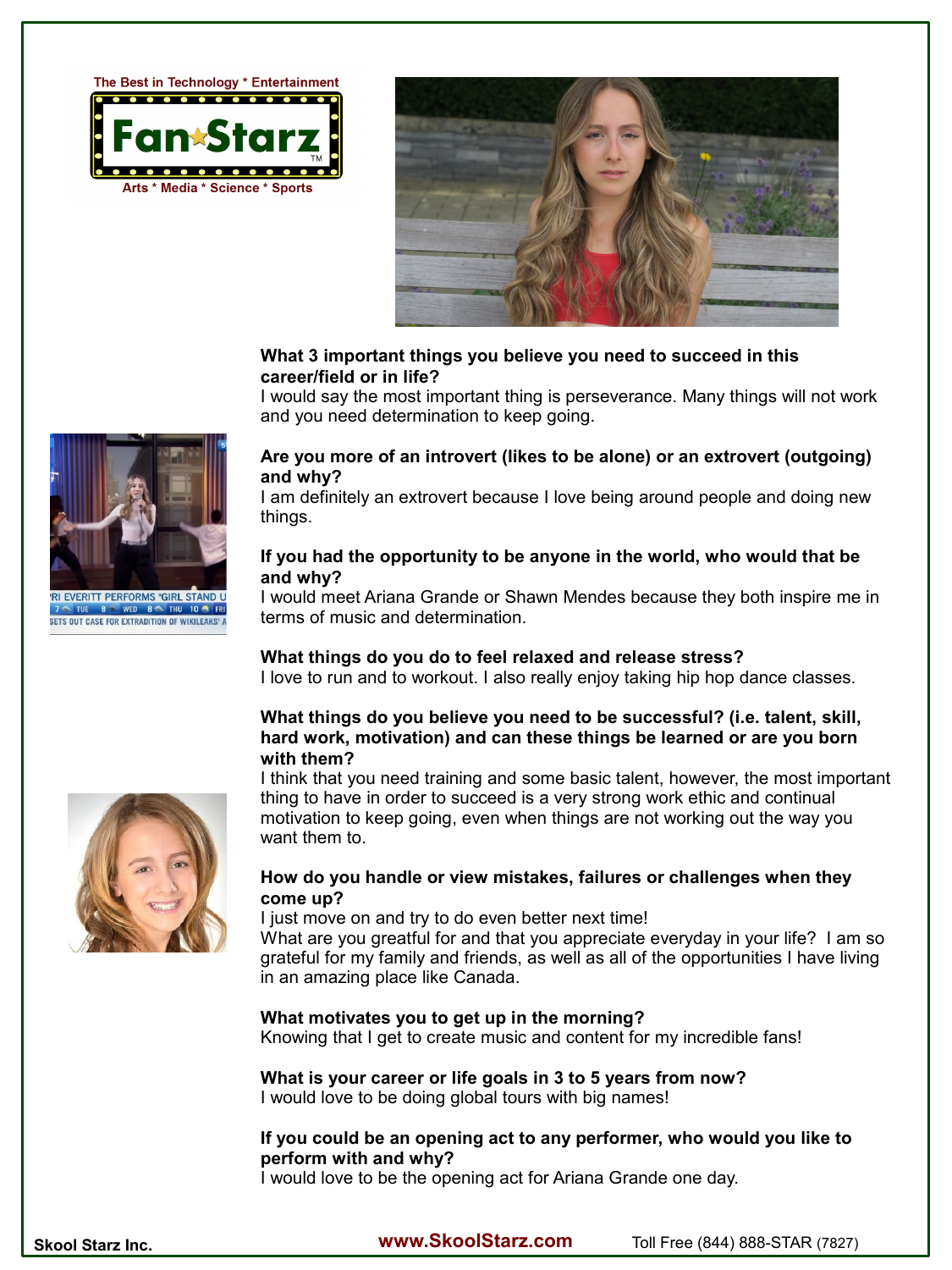The Best in Technology * Entertainment

Fan★Starz

Arts * Media * Science * Sports

**What 3 important things you believe you need to succeed in this career/field or in life?**
I would say the most important thing is perseverance. Many things will not work and you need determination to keep going.

**Are you more of an introvert (likes to be alone) or an extrovert (outgoing) and why?**
I am definitely an extrovert because I love being around people and doing new things.

**If you had the opportunity to be anyone in the world, who would that be and why?**
I would meet Ariana Grande or Shawn Mendes because they both inspire me in terms of music and determination.

**What things do you do to feel relaxed and release stress?**
I love to run and to workout. I also really enjoy taking hip hop dance classes.

**What things do you believe you need to be successful? (i.e. talent, skill, hard work, motivation) and can these things be learned or are you born with them?**
I think that you need training and some basic talent, however, the most important thing to have in order to succeed is a very strong work ethic and continual motivation to keep going, even when things are not working out the way you want them to.

**How do you handle or view mistakes, failures or challenges when they come up?**
I just move on and try to do even better next time!
What are you greatful for and that you appreciate everyday in your life? I am so grateful for my family and friends, as well as all of the opportunities I have living in an amazing place like Canada.

**What motivates you to get up in the morning?**
Knowing that I get to create music and content for my incredible fans!

**What is your career or life goals in 3 to 5 years from now?**
I would love to be doing global tours with big names!

**If you could be an opening act to any performer, who would you like to perform with and why?**
I would love to be the opening act for Ariana Grande one day.

Skool Starz Inc. www.SkoolStarz.com Toll Free (844) 888-STAR (7827)